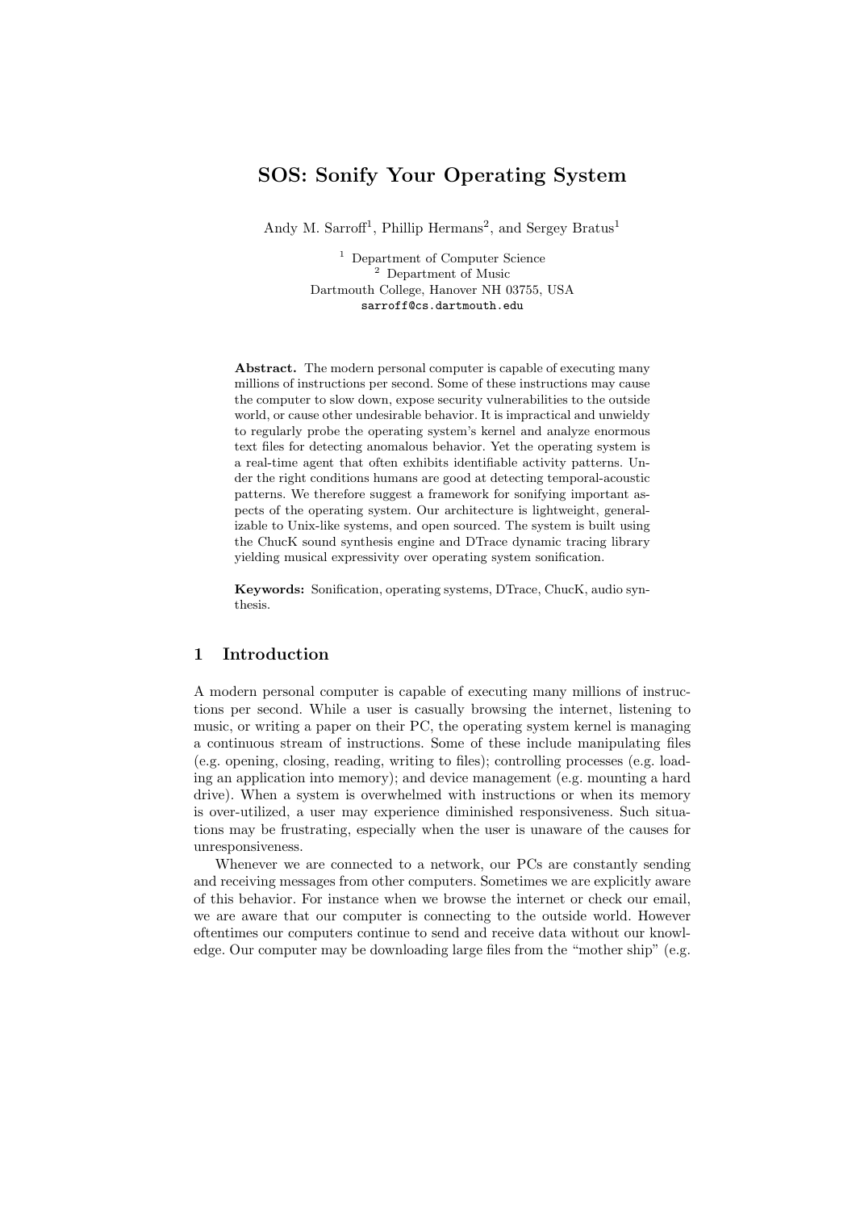# SOS: Sonify Your Operating System

Andy M. Sarroff[1], Phillip Hermans[2], and Sergey Bratus[1]

[1] Department of Computer Science
[2] Department of Music
Dartmouth College, Hanover NH 03755, USA
sarroff@cs.dartmouth.edu

**Abstract.** The modern personal computer is capable of executing many millions of instructions per second. Some of these instructions may cause the computer to slow down, expose security vulnerabilities to the outside world, or cause other undesirable behavior. It is impractical and unwieldy to regularly probe the operating system's kernel and analyze enormous text files for detecting anomalous behavior. Yet the operating system is a real-time agent that often exhibits identifiable activity patterns. Under the right conditions humans are good at detecting temporal-acoustic patterns. We therefore suggest a framework for sonifying important aspects of the operating system. Our architecture is lightweight, generalizable to Unix-like systems, and open sourced. The system is built using the ChucK sound synthesis engine and DTrace dynamic tracing library yielding musical expressivity over operating system sonification.

**Keywords:** Sonification, operating systems, DTrace, ChucK, audio synthesis.

## 1 Introduction

A modern personal computer is capable of executing many millions of instructions per second. While a user is casually browsing the internet, listening to music, or writing a paper on their PC, the operating system kernel is managing a continuous stream of instructions. Some of these include manipulating files (e.g. opening, closing, reading, writing to files); controlling processes (e.g. loading an application into memory); and device management (e.g. mounting a hard drive). When a system is overwhelmed with instructions or when its memory is over-utilized, a user may experience diminished responsiveness. Such situations may be frustrating, especially when the user is unaware of the causes for unresponsiveness.

Whenever we are connected to a network, our PCs are constantly sending and receiving messages from other computers. Sometimes we are explicitly aware of this behavior. For instance when we browse the internet or check our email, we are aware that our computer is connecting to the outside world. However oftentimes our computers continue to send and receive data without our knowledge. Our computer may be downloading large files from the "mother ship" (e.g.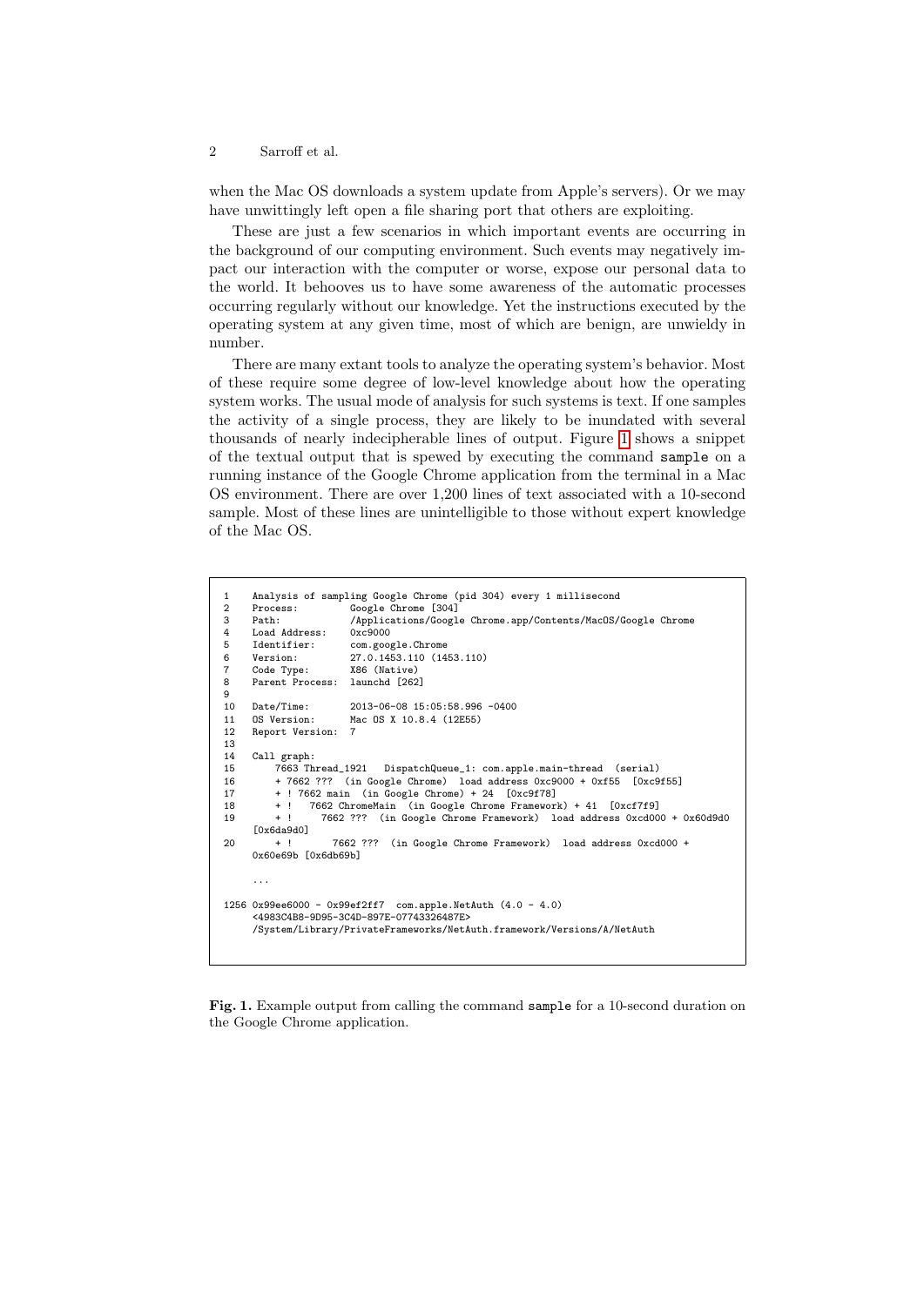when the Mac OS downloads a system update from Apple's servers). Or we may have unwittingly left open a file sharing port that others are exploiting.

These are just a few scenarios in which important events are occurring in the background of our computing environment. Such events may negatively impact our interaction with the computer or worse, expose our personal data to the world. It behooves us to have some awareness of the automatic processes occurring regularly without our knowledge. Yet the instructions executed by the operating system at any given time, most of which are benign, are unwieldy in number.

There are many extant tools to analyze the operating system's behavior. Most of these require some degree of low-level knowledge about how the operating system works. The usual mode of analysis for such systems is text. If one samples the activity of a single process, they are likely to be inundated with several thousands of nearly indecipherable lines of output. Figure 1 shows a snippet of the textual output that is spewed by executing the command `sample` on a running instance of the Google Chrome application from the terminal in a Mac OS environment. There are over 1,200 lines of text associated with a 10-second sample. Most of these lines are unintelligible to those without expert knowledge of the Mac OS.

```
1    Analysis of sampling Google Chrome (pid 304) every 1 millisecond
2    Process:         Google Chrome [304]
3    Path:            /Applications/Google Chrome.app/Contents/MacOS/Google Chrome
4    Load Address:    0xc9000
5    Identifier:      com.google.Chrome
6    Version:         27.0.1453.110 (1453.110)
7    Code Type:       X86 (Native)
8    Parent Process:  launchd [262]
9
10   Date/Time:       2013-06-08 15:05:58.996 -0400
11   OS Version:      Mac OS X 10.8.4 (12E55)
12   Report Version:  7
13
14   Call graph:
15       7663 Thread_1921   DispatchQueue_1: com.apple.main-thread  (serial)
16       + 7662 ???  (in Google Chrome)  load address 0xc9000 + 0xf55  [0xc9f55]
17       + ! 7662 main  (in Google Chrome) + 24  [0xc9f78]
18       + !   7662 ChromeMain  (in Google Chrome Framework) + 41  [0xcf7f9]
19       + !     7662 ???  (in Google Chrome Framework)  load address 0xcd000 + 0x60d9d0
     [0x6da9d0]
20       + !       7662 ???  (in Google Chrome Framework)  load address 0xcd000 +
     0x60e69b [0x6db69b]

     ...

1256 0x99ee6000 - 0x99ef2ff7  com.apple.NetAuth (4.0 - 4.0)
     <4983C4B8-9D95-3C4D-897E-07743326487E>
     /System/Library/PrivateFrameworks/NetAuth.framework/Versions/A/NetAuth
```

**Fig. 1.** Example output from calling the command `sample` for a 10-second duration on the Google Chrome application.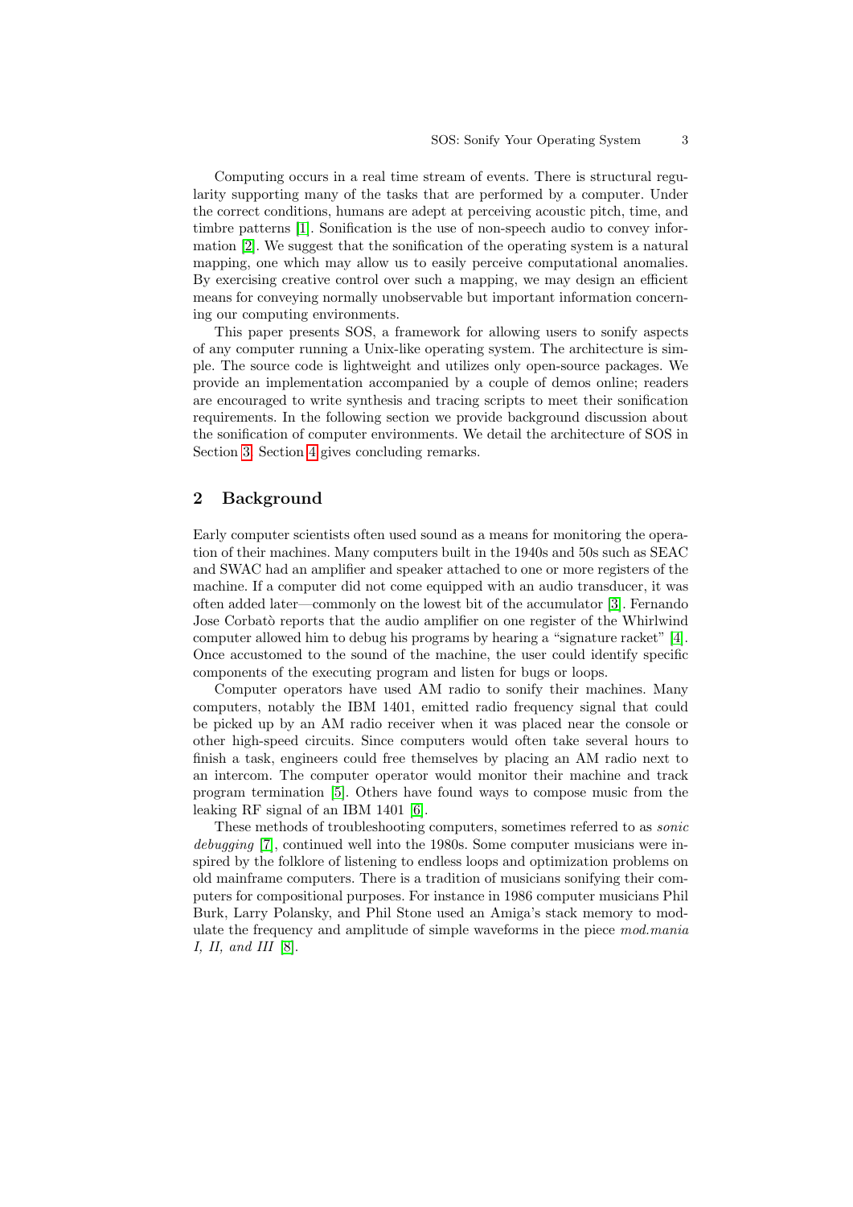Computing occurs in a real time stream of events. There is structural regularity supporting many of the tasks that are performed by a computer. Under the correct conditions, humans are adept at perceiving acoustic pitch, time, and timbre patterns [1]. Sonification is the use of non-speech audio to convey information [2]. We suggest that the sonification of the operating system is a natural mapping, one which may allow us to easily perceive computational anomalies. By exercising creative control over such a mapping, we may design an efficient means for conveying normally unobservable but important information concerning our computing environments.

This paper presents SOS, a framework for allowing users to sonify aspects of any computer running a Unix-like operating system. The architecture is simple. The source code is lightweight and utilizes only open-source packages. We provide an implementation accompanied by a couple of demos online; readers are encouraged to write synthesis and tracing scripts to meet their sonification requirements. In the following section we provide background discussion about the sonification of computer environments. We detail the architecture of SOS in Section 3. Section 4 gives concluding remarks.

## 2 Background

Early computer scientists often used sound as a means for monitoring the operation of their machines. Many computers built in the 1940s and 50s such as SEAC and SWAC had an amplifier and speaker attached to one or more registers of the machine. If a computer did not come equipped with an audio transducer, it was often added later—commonly on the lowest bit of the accumulator [3]. Fernando Jose Corbatò reports that the audio amplifier on one register of the Whirlwind computer allowed him to debug his programs by hearing a "signature racket" [4]. Once accustomed to the sound of the machine, the user could identify specific components of the executing program and listen for bugs or loops.

Computer operators have used AM radio to sonify their machines. Many computers, notably the IBM 1401, emitted radio frequency signal that could be picked up by an AM radio receiver when it was placed near the console or other high-speed circuits. Since computers would often take several hours to finish a task, engineers could free themselves by placing an AM radio next to an intercom. The computer operator would monitor their machine and track program termination [5]. Others have found ways to compose music from the leaking RF signal of an IBM 1401 [6].

These methods of troubleshooting computers, sometimes referred to as *sonic debugging* [7], continued well into the 1980s. Some computer musicians were inspired by the folklore of listening to endless loops and optimization problems on old mainframe computers. There is a tradition of musicians sonifying their computers for compositional purposes. For instance in 1986 computer musicians Phil Burk, Larry Polansky, and Phil Stone used an Amiga's stack memory to modulate the frequency and amplitude of simple waveforms in the piece *mod.mania I, II, and III* [8].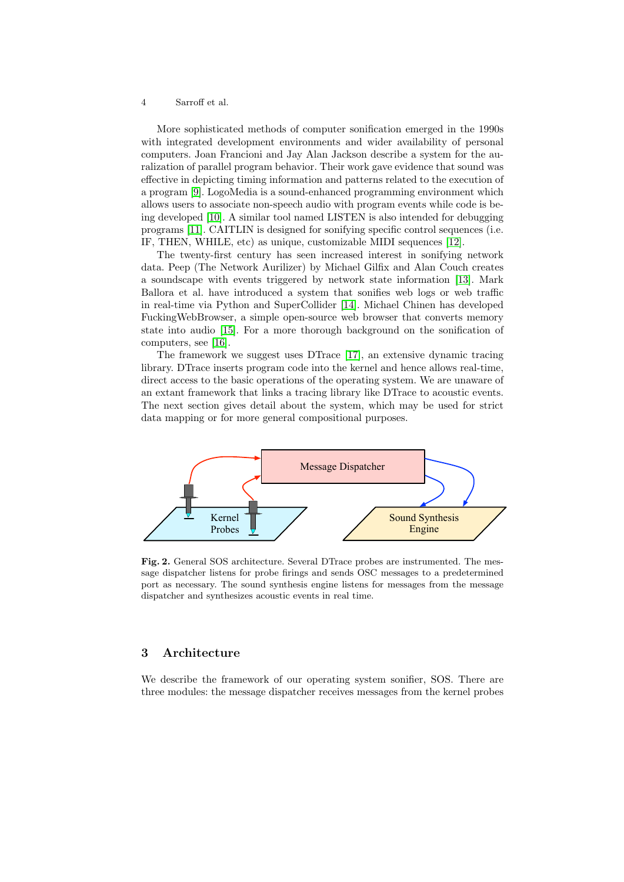More sophisticated methods of computer sonification emerged in the 1990s with integrated development environments and wider availability of personal computers. Joan Francioni and Jay Alan Jackson describe a system for the auralization of parallel program behavior. Their work gave evidence that sound was effective in depicting timing information and patterns related to the execution of a program [9]. LogoMedia is a sound-enhanced programming environment which allows users to associate non-speech audio with program events while code is being developed [10]. A similar tool named LISTEN is also intended for debugging programs [11]. CAITLIN is designed for sonifying specific control sequences (i.e. IF, THEN, WHILE, etc) as unique, customizable MIDI sequences [12].

The twenty-first century has seen increased interest in sonifying network data. Peep (The Network Aurilizer) by Michael Gilfix and Alan Couch creates a soundscape with events triggered by network state information [13]. Mark Ballora et al. have introduced a system that sonifies web logs or web traffic in real-time via Python and SuperCollider [14]. Michael Chinen has developed FuckingWebBrowser, a simple open-source web browser that converts memory state into audio [15]. For a more thorough background on the sonification of computers, see [16].

The framework we suggest uses DTrace [17], an extensive dynamic tracing library. DTrace inserts program code into the kernel and hence allows real-time, direct access to the basic operations of the operating system. We are unaware of an extant framework that links a tracing library like DTrace to acoustic events. The next section gives detail about the system, which may be used for strict data mapping or for more general compositional purposes.

**Fig. 2.** General SOS architecture. Several DTrace probes are instrumented. The message dispatcher listens for probe firings and sends OSC messages to a predetermined port as necessary. The sound synthesis engine listens for messages from the message dispatcher and synthesizes acoustic events in real time.

## 3 Architecture

We describe the framework of our operating system sonifier, SOS. There are three modules: the message dispatcher receives messages from the kernel probes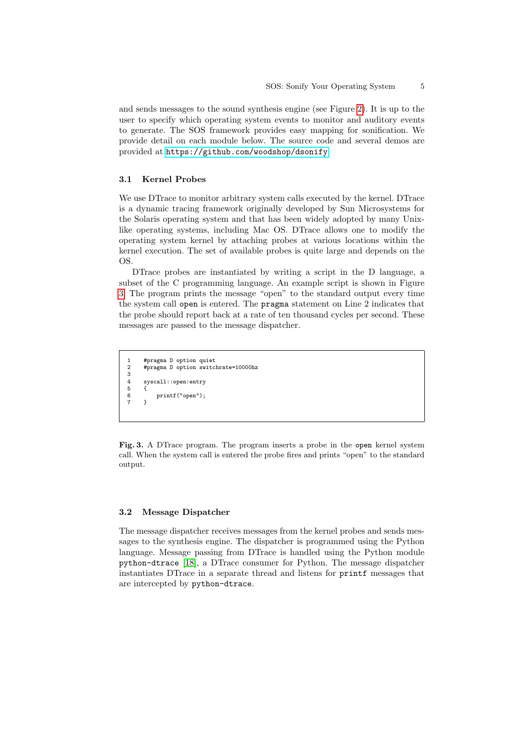and sends messages to the sound synthesis engine (see Figure 2). It is up to the user to specify which operating system events to monitor and auditory events to generate. The SOS framework provides easy mapping for sonification. We provide detail on each module below. The source code and several demos are provided at https://github.com/woodshop/dsonify

### 3.1 Kernel Probes

We use DTrace to monitor arbitrary system calls executed by the kernel. DTrace is a dynamic tracing framework originally developed by Sun Microsystems for the Solaris operating system and that has been widely adopted by many Unix-like operating systems, including Mac OS. DTrace allows one to modify the operating system kernel by attaching probes at various locations within the kernel execution. The set of available probes is quite large and depends on the OS.

DTrace probes are instantiated by writing a script in the D language, a subset of the C programming language. An example script is shown in Figure 3. The program prints the message "open" to the standard output every time the system call `open` is entered. The `pragma` statement on Line 2 indicates that the probe should report back at a rate of ten thousand cycles per second. These messages are passed to the message dispatcher.

```
1    #pragma D option quiet
2    #pragma D option switchrate=10000hz
3
4    syscall::open:entry
5    {
6        printf("open");
7    }
```

**Fig. 3.** A DTrace program. The program inserts a probe in the `open` kernel system call. When the system call is entered the probe fires and prints "open" to the standard output.

### 3.2 Message Dispatcher

The message dispatcher receives messages from the kernel probes and sends messages to the synthesis engine. The dispatcher is programmed using the Python language. Message passing from DTrace is handled using the Python module `python-dtrace` [18], a DTrace consumer for Python. The message dispatcher instantiates DTrace in a separate thread and listens for `printf` messages that are intercepted by `python-dtrace`.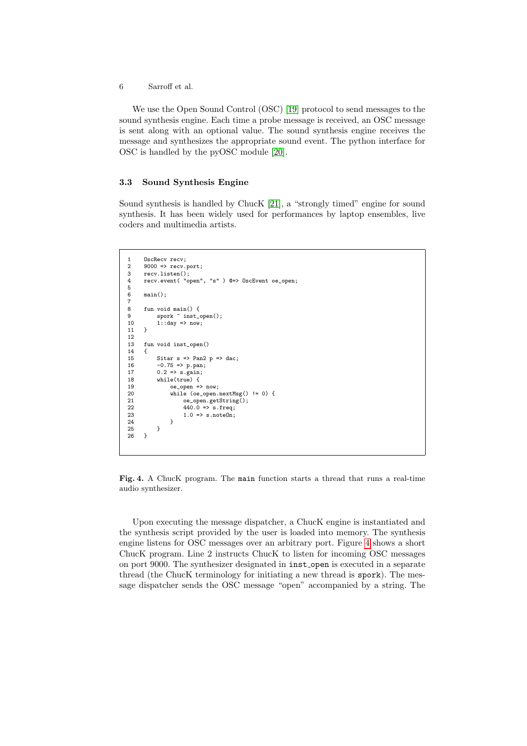We use the Open Sound Control (OSC) [19] protocol to send messages to the sound synthesis engine. Each time a probe message is received, an OSC message is sent along with an optional value. The sound synthesis engine receives the message and synthesizes the appropriate sound event. The python interface for OSC is handled by the pyOSC module [20].

### 3.3 Sound Synthesis Engine

Sound synthesis is handled by ChucK [21], a "strongly timed" engine for sound synthesis. It has been widely used for performances by laptop ensembles, live coders and multimedia artists.

```
1    OscRecv recv;
2    9000 => recv.port;
3    recv.listen();
4    recv.event( "open", "s" ) @=> OscEvent oe_open;
5
6    main();
7
8    fun void main() {
9        spork ~ inst_open();
10       1::day => now;
11   }
12
13   fun void inst_open()
14   {
15       Sitar s => Pan2 p => dac;
16       -0.75 => p.pan;
17       0.2 => s.gain;
18       while(true) {
19           oe_open => now;
20           while (oe_open.nextMsg() != 0) {
21               oe_open.getString();
22               440.0 => s.freq;
23               1.0 => s.noteOn;
24           }
25       }
26   }
```

**Fig. 4.** A ChucK program. The `main` function starts a thread that runs a real-time audio synthesizer.

Upon executing the message dispatcher, a ChucK engine is instantiated and the synthesis script provided by the user is loaded into memory. The synthesis engine listens for OSC messages over an arbitrary port. Figure 4 shows a short ChucK program. Line 2 instructs ChucK to listen for incoming OSC messages on port 9000. The synthesizer designated in `inst_open` is executed in a separate thread (the ChucK terminology for initiating a new thread is `spork`). The message dispatcher sends the OSC message "open" accompanied by a string. The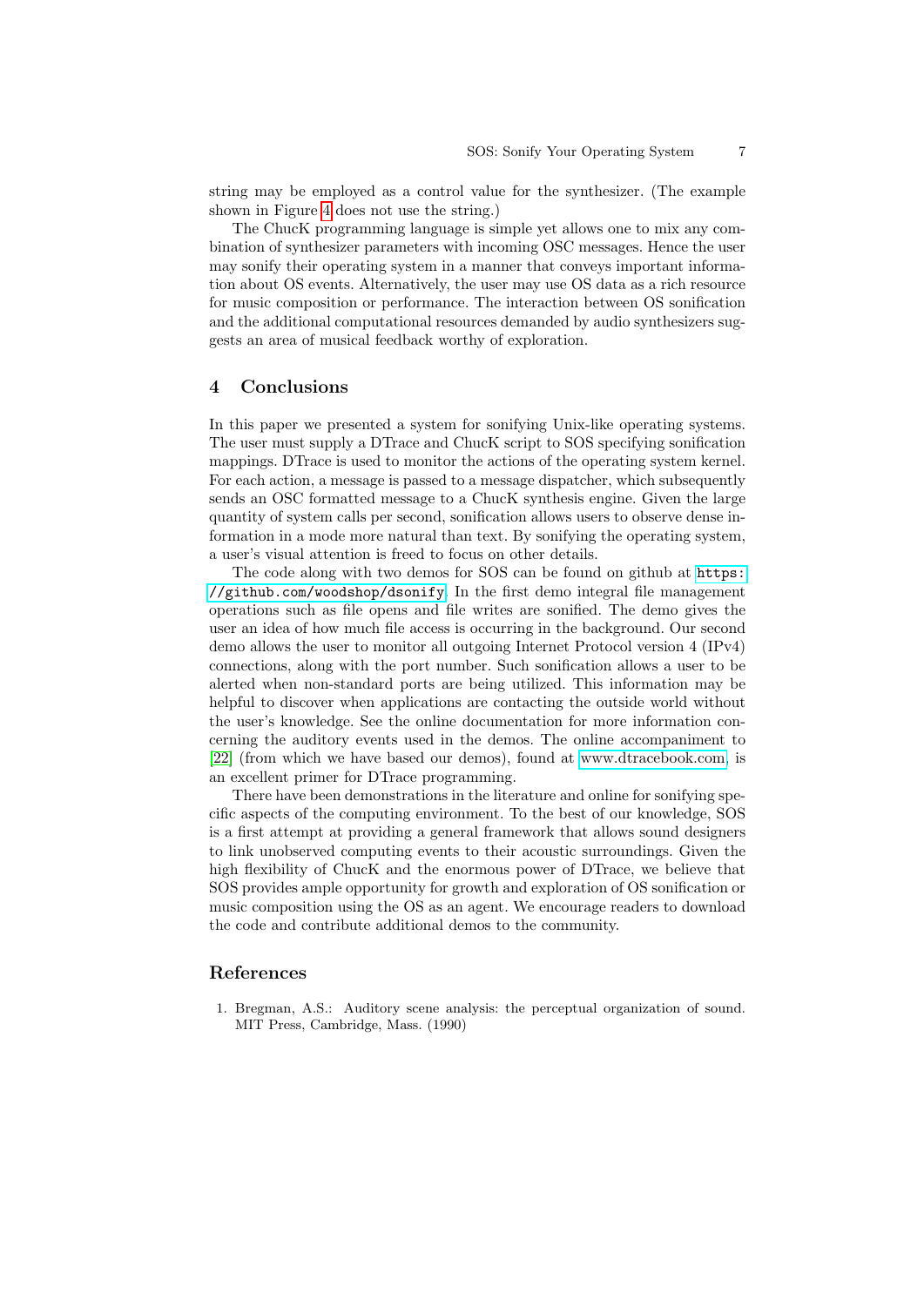string may be employed as a control value for the synthesizer. (The example shown in Figure 4 does not use the string.)

The ChucK programming language is simple yet allows one to mix any combination of synthesizer parameters with incoming OSC messages. Hence the user may sonify their operating system in a manner that conveys important information about OS events. Alternatively, the user may use OS data as a rich resource for music composition or performance. The interaction between OS sonification and the additional computational resources demanded by audio synthesizers suggests an area of musical feedback worthy of exploration.

## 4 Conclusions

In this paper we presented a system for sonifying Unix-like operating systems. The user must supply a DTrace and ChucK script to SOS specifying sonification mappings. DTrace is used to monitor the actions of the operating system kernel. For each action, a message is passed to a message dispatcher, which subsequently sends an OSC formatted message to a ChucK synthesis engine. Given the large quantity of system calls per second, sonification allows users to observe dense information in a mode more natural than text. By sonifying the operating system, a user's visual attention is freed to focus on other details.

The code along with two demos for SOS can be found on github at `https://github.com/woodshop/dsonify`. In the first demo integral file management operations such as file opens and file writes are sonified. The demo gives the user an idea of how much file access is occurring in the background. Our second demo allows the user to monitor all outgoing Internet Protocol version 4 (IPv4) connections, along with the port number. Such sonification allows a user to be alerted when non-standard ports are being utilized. This information may be helpful to discover when applications are contacting the outside world without the user's knowledge. See the online documentation for more information concerning the auditory events used in the demos. The online accompaniment to [22] (from which we have based our demos), found at www.dtracebook.com, is an excellent primer for DTrace programming.

There have been demonstrations in the literature and online for sonifying specific aspects of the computing environment. To the best of our knowledge, SOS is a first attempt at providing a general framework that allows sound designers to link unobserved computing events to their acoustic surroundings. Given the high flexibility of ChucK and the enormous power of DTrace, we believe that SOS provides ample opportunity for growth and exploration of OS sonification or music composition using the OS as an agent. We encourage readers to download the code and contribute additional demos to the community.

## References

1. Bregman, A.S.: Auditory scene analysis: the perceptual organization of sound. MIT Press, Cambridge, Mass. (1990)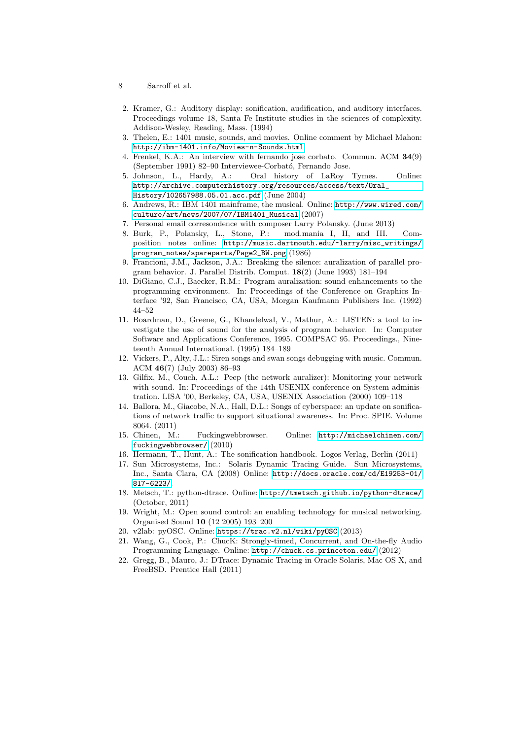2. Kramer, G.: Auditory display: sonification, audification, and auditory interfaces. Proceedings volume 18, Santa Fe Institute studies in the sciences of complexity. Addison-Wesley, Reading, Mass. (1994)
3. Thelen, E.: 1401 music, sounds, and movies. Online comment by Michael Mahon: http://ibm-1401.info/Movies-n-Sounds.html
4. Frenkel, K.A.: An interview with fernando jose corbato. Commun. ACM **34**(9) (September 1991) 82–90 Interviewee-Corbató, Fernando Jose.
5. Johnson, L., Hardy, A.: Oral history of LaRoy Tymes. Online: http://archive.computerhistory.org/resources/access/text/Oral_History/102657988.05.01.acc.pdf (June 2004)
6. Andrews, R.: IBM 1401 mainframe, the musical. Online: http://www.wired.com/culture/art/news/2007/07/IBM1401_Musical (2007)
7. Personal email corresondence with composer Larry Polansky. (June 2013)
8. Burk, P., Polansky, L., Stone, P.: mod.mania I, II, and III. Composition notes online: http://music.dartmouth.edu/~larry/misc_writings/program_notes/spareparts/Page2_BW.png (1986)
9. Francioni, J.M., Jackson, J.A.: Breaking the silence: auralization of parallel program behavior. J. Parallel Distrib. Comput. **18**(2) (June 1993) 181–194
10. DiGiano, C.J., Baecker, R.M.: Program auralization: sound enhancements to the programming environment. In: Proceedings of the Conference on Graphics Interface '92, San Francisco, CA, USA, Morgan Kaufmann Publishers Inc. (1992) 44–52
11. Boardman, D., Greene, G., Khandelwal, V., Mathur, A.: LISTEN: a tool to investigate the use of sound for the analysis of program behavior. In: Computer Software and Applications Conference, 1995. COMPSAC 95. Proceedings., Nineteenth Annual International. (1995) 184–189
12. Vickers, P., Alty, J.L.: Siren songs and swan songs debugging with music. Commun. ACM **46**(7) (July 2003) 86–93
13. Gilfix, M., Couch, A.L.: Peep (the network auralizer): Monitoring your network with sound. In: Proceedings of the 14th USENIX conference on System administration. LISA '00, Berkeley, CA, USA, USENIX Association (2000) 109–118
14. Ballora, M., Giacobe, N.A., Hall, D.L.: Songs of cyberspace: an update on sonifications of network traffic to support situational awareness. In: Proc. SPIE. Volume 8064. (2011)
15. Chinen, M.: Fuckingwebbrowser. Online: http://michaelchinen.com/fuckingwebbrowser/ (2010)
16. Hermann, T., Hunt, A.: The sonification handbook. Logos Verlag, Berlin (2011)
17. Sun Microsystems, Inc.: Solaris Dynamic Tracing Guide. Sun Microsystems, Inc., Santa Clara, CA (2008) Online: http://docs.oracle.com/cd/E19253-01/817-6223/
18. Metsch, T.: python-dtrace. Online: http://tmetsch.github.io/python-dtrace/ (October, 2011)
19. Wright, M.: Open sound control: an enabling technology for musical networking. Organised Sound **10** (12 2005) 193–200
20. v2lab: pyOSC. Online: https://trac.v2.nl/wiki/pyOSC (2013)
21. Wang, G., Cook, P.: ChucK: Strongly-timed, Concurrent, and On-the-fly Audio Programming Language. Online: http://chuck.cs.princeton.edu/ (2012)
22. Gregg, B., Mauro, J.: DTrace: Dynamic Tracing in Oracle Solaris, Mac OS X, and FreeBSD. Prentice Hall (2011)